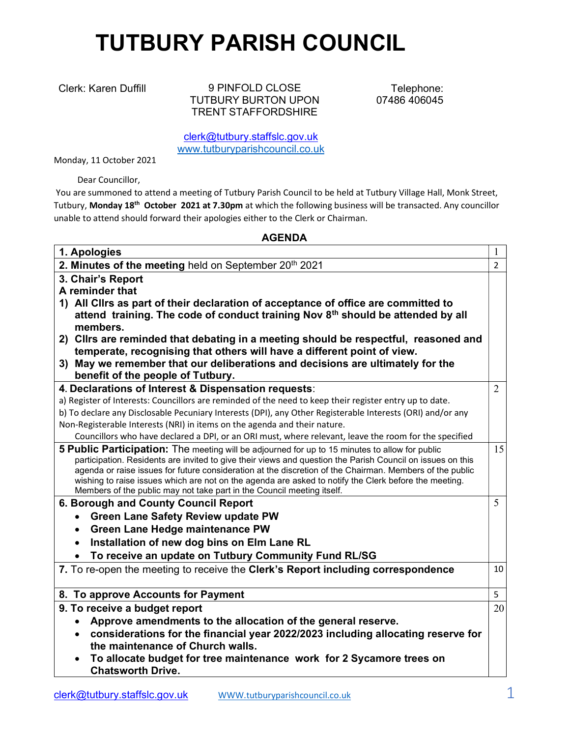# TUTBURY PARISH COUNCIL

Clerk: Karen Duffill

9 PINFOLD CLOSE
TUTBURY BURTON UPON
TRENT STAFFORDSHIRE

Telephone:
07486 406045

clerk@tutbury.staffslc.gov.uk
www.tutburyparishcouncil.co.uk

Monday, 11 October 2021

Dear Councillor,

You are summoned to attend a meeting of Tutbury Parish Council to be held at Tutbury Village Hall, Monk Street, Tutbury, **Monday 18th October 2021 at 7.30pm** at which the following business will be transacted. Any councillor unable to attend should forward their apologies either to the Clerk or Chairman.

## AGENDA

| | |
|---|---|
| **1. Apologies** | 1 |
| **2. Minutes of the meeting** held on September 20th 2021 | 2 |
| **3. Chair's Report**<br>**A reminder that**<br>**1) All Cllrs as part of their declaration of acceptance of office are committed to attend training. The code of conduct training Nov 8th should be attended by all members.**<br>**2) Cllrs are reminded that debating in a meeting should be respectful, reasoned and temperate, recognising that others will have a different point of view.**<br>**3) May we remember that our deliberations and decisions are ultimately for the benefit of the people of Tutbury.** | |
| **4. Declarations of Interest & Dispensation requests**:<br>a) Register of Interests: Councillors are reminded of the need to keep their register entry up to date.<br>b) To declare any Disclosable Pecuniary Interests (DPI), any Other Registerable Interests (ORI) and/or any Non-Registerable Interests (NRI) in items on the agenda and their nature.<br>Councillors who have declared a DPI, or an ORI must, where relevant, leave the room for the specified | 2 |
| **5 Public Participation:** The meeting will be adjourned for up to 15 minutes to allow for public participation. Residents are invited to give their views and question the Parish Council on issues on this agenda or raise issues for future consideration at the discretion of the Chairman. Members of the public wishing to raise issues which are not on the agenda are asked to notify the Clerk before the meeting. Members of the public may not take part in the Council meeting itself. | 15 |
| **6. Borough and County Council Report**<br>• **Green Lane Safety Review update PW**<br>• **Green Lane Hedge maintenance PW**<br>• **Installation of new dog bins on Elm Lane RL**<br>• **To receive an update on Tutbury Community Fund RL/SG** | 5 |
| **7.** To re-open the meeting to receive the **Clerk's Report including correspondence** | 10 |
| **8. To approve Accounts for Payment** | 5 |
| **9. To receive a budget report**<br>• **Approve amendments to the allocation of the general reserve.**<br>• **considerations for the financial year 2022/2023 including allocating reserve for the maintenance of Church walls.**<br>• **To allocate budget for tree maintenance work for 2 Sycamore trees on Chatsworth Drive.** | 20 |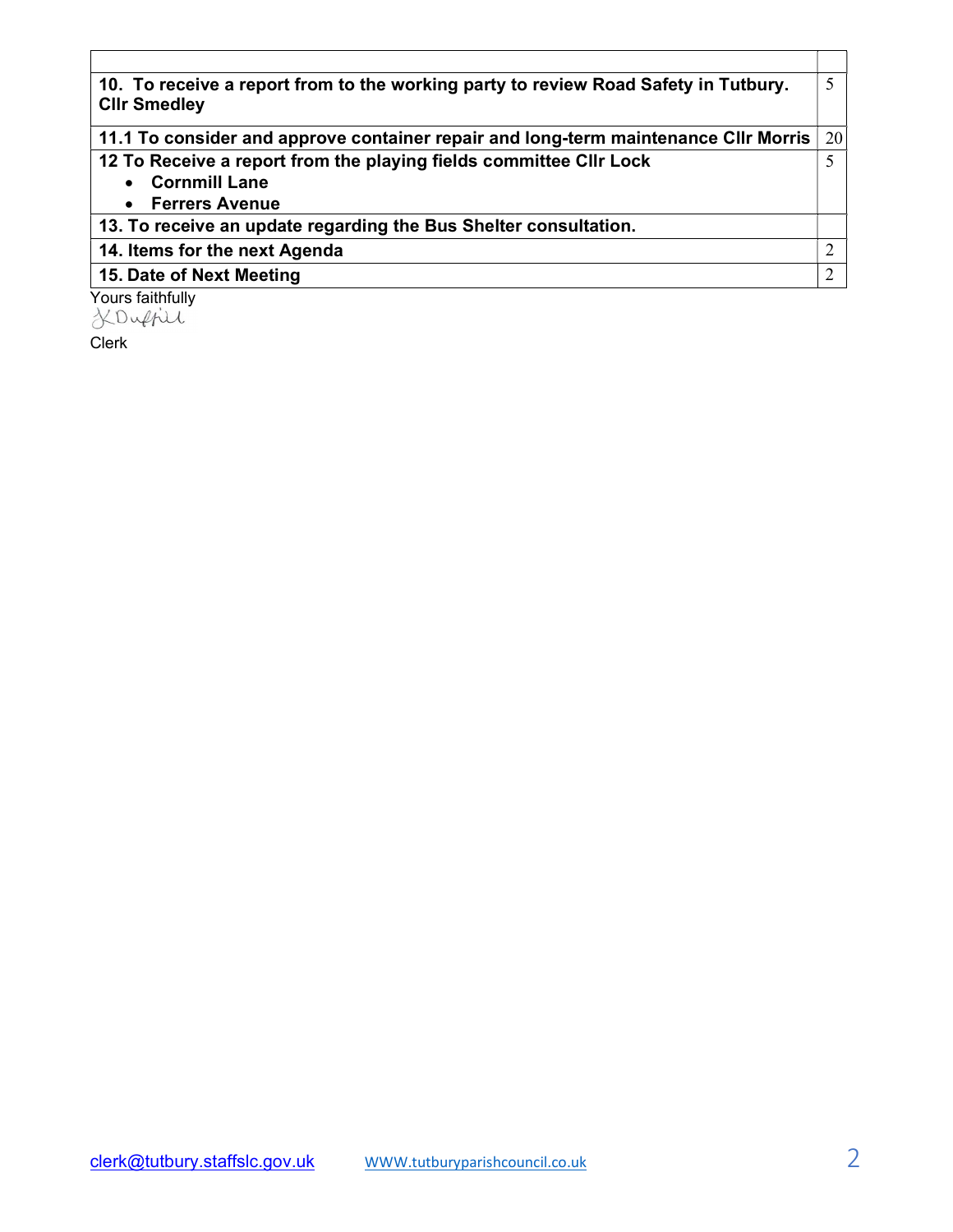| | |
|---|---|
| | |
| **10. To receive a report from to the working party to review Road Safety in Tutbury. Cllr Smedley** | 5 |
| **11.1 To consider and approve container repair and long-term maintenance Cllr Morris** | 20 |
| **12 To Receive a report from the playing fields committee Cllr Lock**<br>• **Cornmill Lane**<br>• **Ferrers Avenue** | 5 |
| **13. To receive an update regarding the Bus Shelter consultation.** | |
| **14. Items for the next Agenda** | 2 |
| **15. Date of Next Meeting** | 2 |

Yours faithfully

K Duffill

Clerk

clerk@tutbury.staffslc.gov.uk WWW.tutburyparishcouncil.co.uk